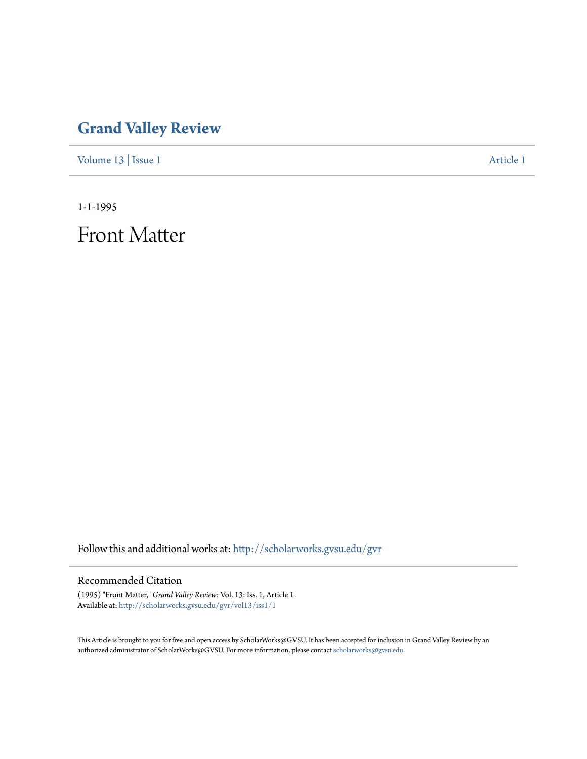# Grand Valley Review

Volume 13 | Issue 1 Article 1

1-1-1995

## Front Matter

Follow this and additional works at: http://scholarworks.gvsu.edu/gvr

### Recommended Citation

(1995) "Front Matter," *Grand Valley Review*: Vol. 13: Iss. 1, Article 1.
Available at: http://scholarworks.gvsu.edu/gvr/vol13/iss1/1

This Article is brought to you for free and open access by ScholarWorks@GVSU. It has been accepted for inclusion in Grand Valley Review by an authorized administrator of ScholarWorks@GVSU. For more information, please contact scholarworks@gvsu.edu.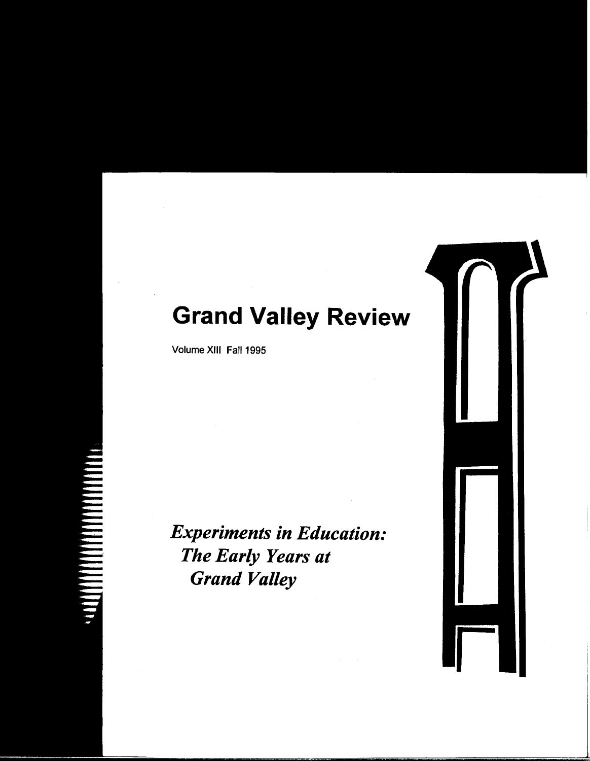# Grand Valley Review

Volume XIII Fall 1995

***Experiments in Education: The Early Years at Grand Valley***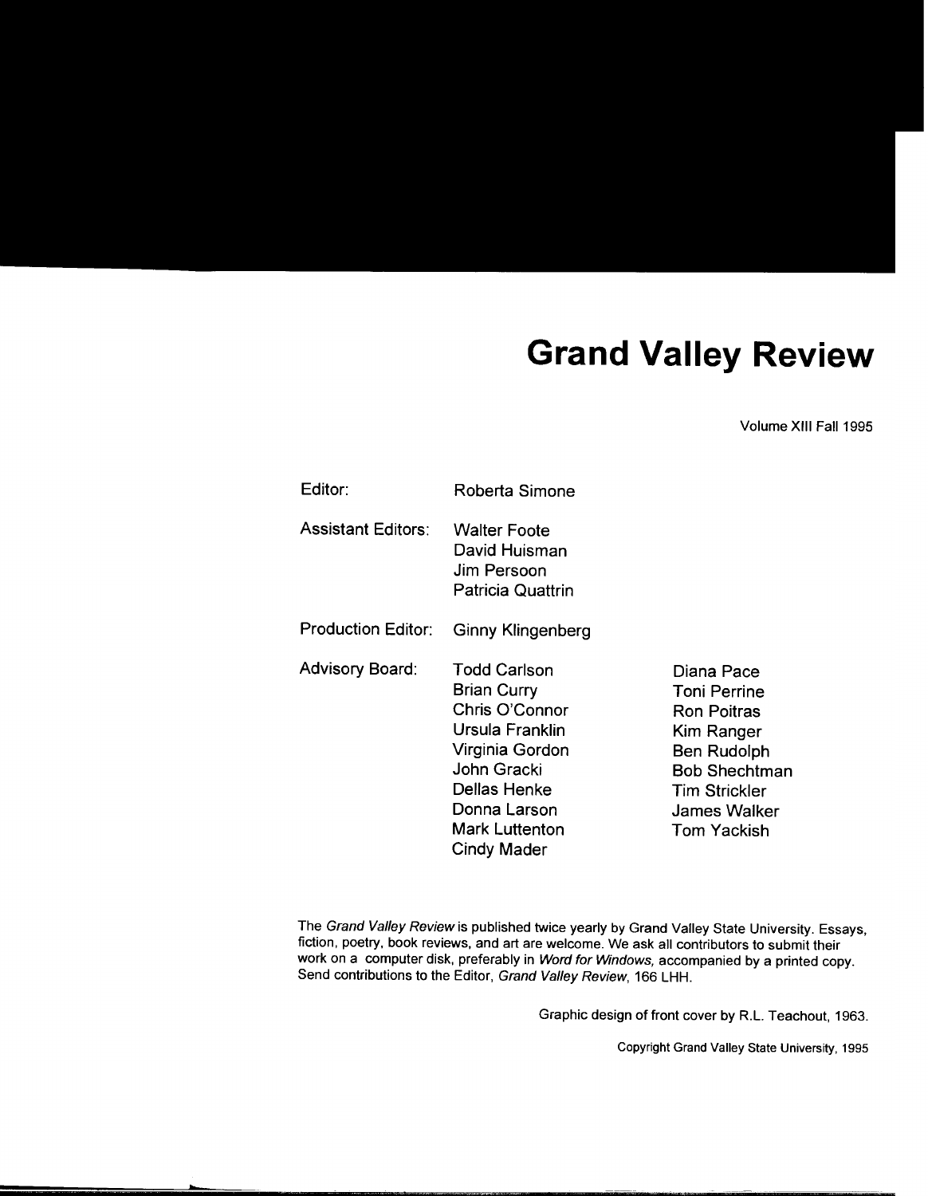# Grand Valley Review

Volume XIII Fall 1995

| | |
|---|---|
| Editor: | Roberta Simone |
| Assistant Editors: | Walter Foote<br>David Huisman<br>Jim Persoon<br>Patricia Quattrin |
| Production Editor: | Ginny Klingenberg |

Advisory Board:

Todd Carlson
Brian Curry
Chris O'Connor
Ursula Franklin
Virginia Gordon
John Gracki
Dellas Henke
Donna Larson
Mark Luttenton
Cindy Mader
Diana Pace
Toni Perrine
Ron Poitras
Kim Ranger
Ben Rudolph
Bob Shechtman
Tim Strickler
James Walker
Tom Yackish

The *Grand Valley Review* is published twice yearly by Grand Valley State University. Essays, fiction, poetry, book reviews, and art are welcome. We ask all contributors to submit their work on a computer disk, preferably in *Word for Windows,* accompanied by a printed copy. Send contributions to the Editor, *Grand Valley Review*, 166 LHH.

Graphic design of front cover by R.L. Teachout, 1963.

Copyright Grand Valley State University, 1995